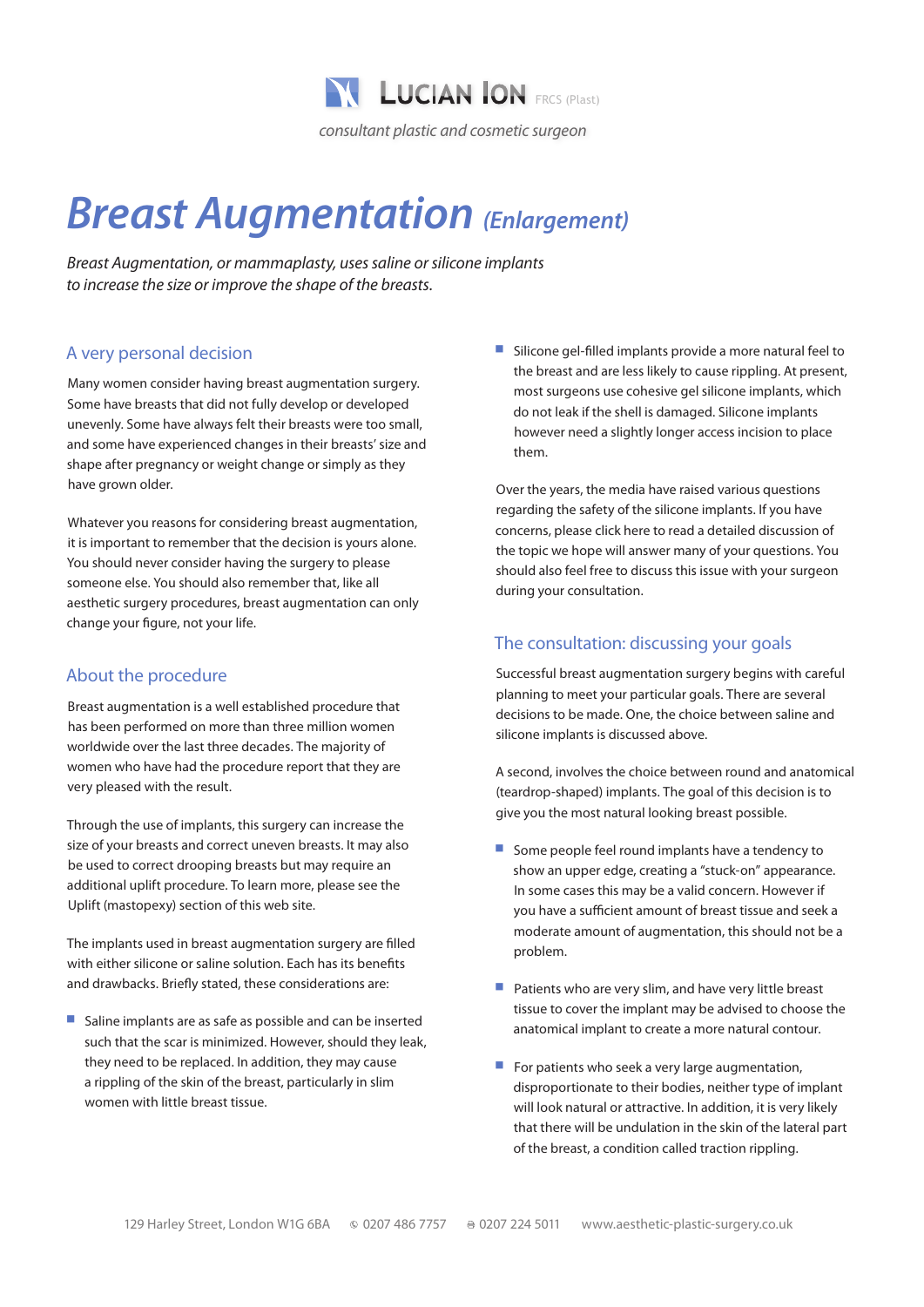LUCIAN ION FRCS (Plast)

*consultant plastic and cosmetic surgeon*

# Breast Augmentation *(Enlargement)*

*Breast Augmentation, or mammaplasty, uses saline or silicone implants to increase the size or improve the shape of the breasts.*

## A very personal decision

Many women consider having breast augmentation surgery. Some have breasts that did not fully develop or developed unevenly. Some have always felt their breasts were too small, and some have experienced changes in their breasts' size and shape after pregnancy or weight change or simply as they have grown older.

Whatever you reasons for considering breast augmentation, it is important to remember that the decision is yours alone. You should never consider having the surgery to please someone else. You should also remember that, like all aesthetic surgery procedures, breast augmentation can only change your figure, not your life.

## About the procedure

Breast augmentation is a well established procedure that has been performed on more than three million women worldwide over the last three decades. The majority of women who have had the procedure report that they are very pleased with the result.

Through the use of implants, this surgery can increase the size of your breasts and correct uneven breasts. It may also be used to correct drooping breasts but may require an additional uplift procedure. To learn more, please see the Uplift (mastopexy) section of this web site.

The implants used in breast augmentation surgery are filled with either silicone or saline solution. Each has its benefits and drawbacks. Briefly stated, these considerations are:

- Saline implants are as safe as possible and can be inserted such that the scar is minimized. However, should they leak, they need to be replaced. In addition, they may cause a rippling of the skin of the breast, particularly in slim women with little breast tissue.
- Silicone gel-filled implants provide a more natural feel to the breast and are less likely to cause rippling. At present, most surgeons use cohesive gel silicone implants, which do not leak if the shell is damaged. Silicone implants however need a slightly longer access incision to place them.

Over the years, the media have raised various questions regarding the safety of the silicone implants. If you have concerns, please click here to read a detailed discussion of the topic we hope will answer many of your questions. You should also feel free to discuss this issue with your surgeon during your consultation.

## The consultation: discussing your goals

Successful breast augmentation surgery begins with careful planning to meet your particular goals. There are several decisions to be made. One, the choice between saline and silicone implants is discussed above.

A second, involves the choice between round and anatomical (teardrop-shaped) implants. The goal of this decision is to give you the most natural looking breast possible.

- Some people feel round implants have a tendency to show an upper edge, creating a "stuck-on" appearance. In some cases this may be a valid concern. However if you have a sufficient amount of breast tissue and seek a moderate amount of augmentation, this should not be a problem.
- Patients who are very slim, and have very little breast tissue to cover the implant may be advised to choose the anatomical implant to create a more natural contour.
- For patients who seek a very large augmentation, disproportionate to their bodies, neither type of implant will look natural or attractive. In addition, it is very likely that there will be undulation in the skin of the lateral part of the breast, a condition called traction rippling.

129 Harley Street, London W1G 6BA   0207 486 7757   0207 224 5011   www.aesthetic-plastic-surgery.co.uk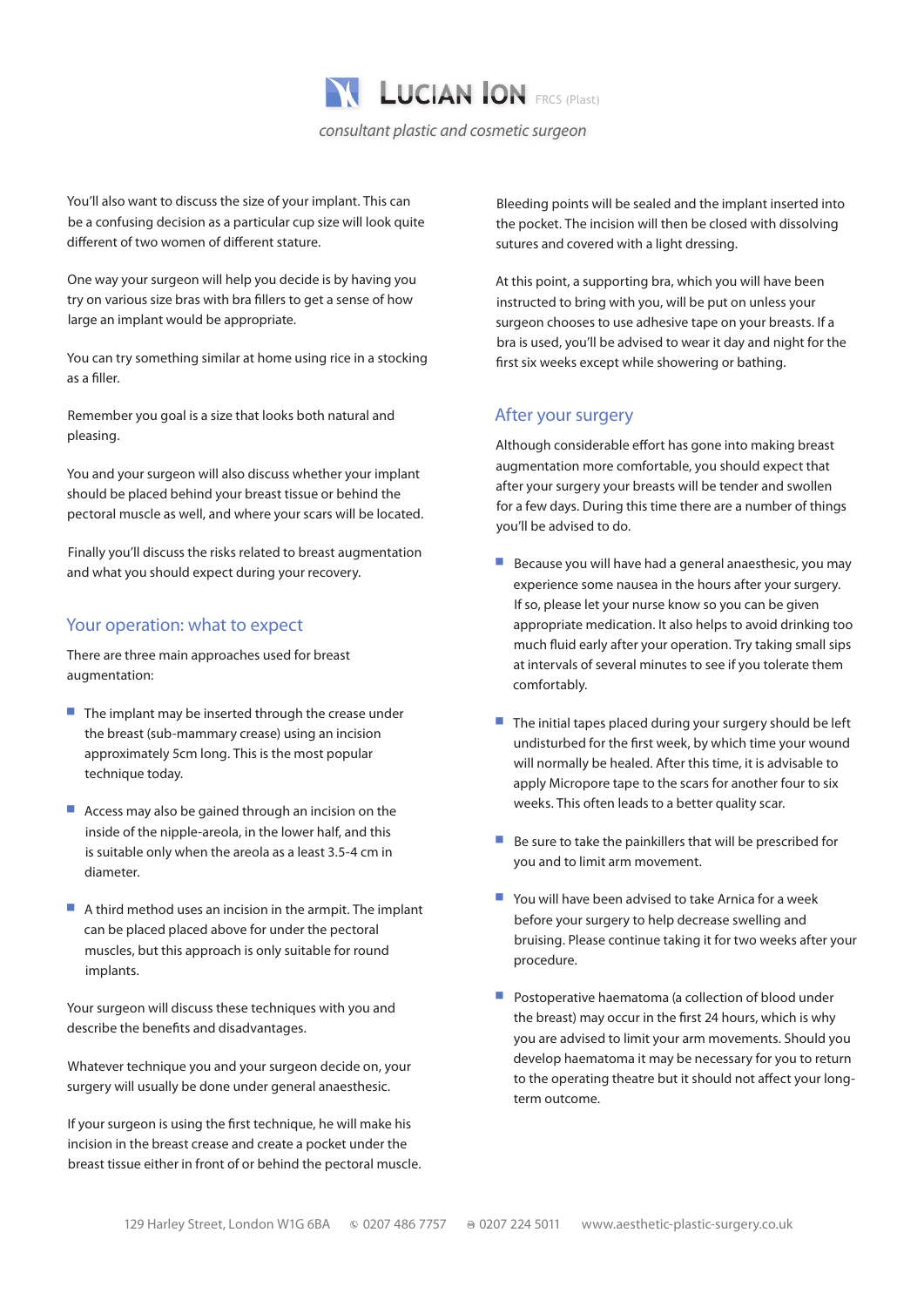You'll also want to discuss the size of your implant. This can be a confusing decision as a particular cup size will look quite different of two women of different stature.

One way your surgeon will help you decide is by having you try on various size bras with bra fillers to get a sense of how large an implant would be appropriate.

You can try something similar at home using rice in a stocking as a filler.

Remember you goal is a size that looks both natural and pleasing.

You and your surgeon will also discuss whether your implant should be placed behind your breast tissue or behind the pectoral muscle as well, and where your scars will be located.

Finally you'll discuss the risks related to breast augmentation and what you should expect during your recovery.

## Your operation: what to expect

There are three main approaches used for breast augmentation:

- The implant may be inserted through the crease under the breast (sub-mammary crease) using an incision approximately 5cm long. This is the most popular technique today.
- Access may also be gained through an incision on the inside of the nipple-areola, in the lower half, and this is suitable only when the areola as a least 3.5-4 cm in diameter.
- A third method uses an incision in the armpit. The implant can be placed placed above for under the pectoral muscles, but this approach is only suitable for round implants.

Your surgeon will discuss these techniques with you and describe the benefits and disadvantages.

Whatever technique you and your surgeon decide on, your surgery will usually be done under general anaesthesic.

If your surgeon is using the first technique, he will make his incision in the breast crease and create a pocket under the breast tissue either in front of or behind the pectoral muscle.

Bleeding points will be sealed and the implant inserted into the pocket. The incision will then be closed with dissolving sutures and covered with a light dressing.

At this point, a supporting bra, which you will have been instructed to bring with you, will be put on unless your surgeon chooses to use adhesive tape on your breasts. If a bra is used, you'll be advised to wear it day and night for the first six weeks except while showering or bathing.

## After your surgery

Although considerable effort has gone into making breast augmentation more comfortable, you should expect that after your surgery your breasts will be tender and swollen for a few days. During this time there are a number of things you'll be advised to do.

- Because you will have had a general anaesthesic, you may experience some nausea in the hours after your surgery. If so, please let your nurse know so you can be given appropriate medication. It also helps to avoid drinking too much fluid early after your operation. Try taking small sips at intervals of several minutes to see if you tolerate them comfortably.
- The initial tapes placed during your surgery should be left undisturbed for the first week, by which time your wound will normally be healed. After this time, it is advisable to apply Micropore tape to the scars for another four to six weeks. This often leads to a better quality scar.
- Be sure to take the painkillers that will be prescribed for you and to limit arm movement.
- You will have been advised to take Arnica for a week before your surgery to help decrease swelling and bruising. Please continue taking it for two weeks after your procedure.
- Postoperative haematoma (a collection of blood under the breast) may occur in the first 24 hours, which is why you are advised to limit your arm movements. Should you develop haematoma it may be necessary for you to return to the operating theatre but it should not affect your long-term outcome.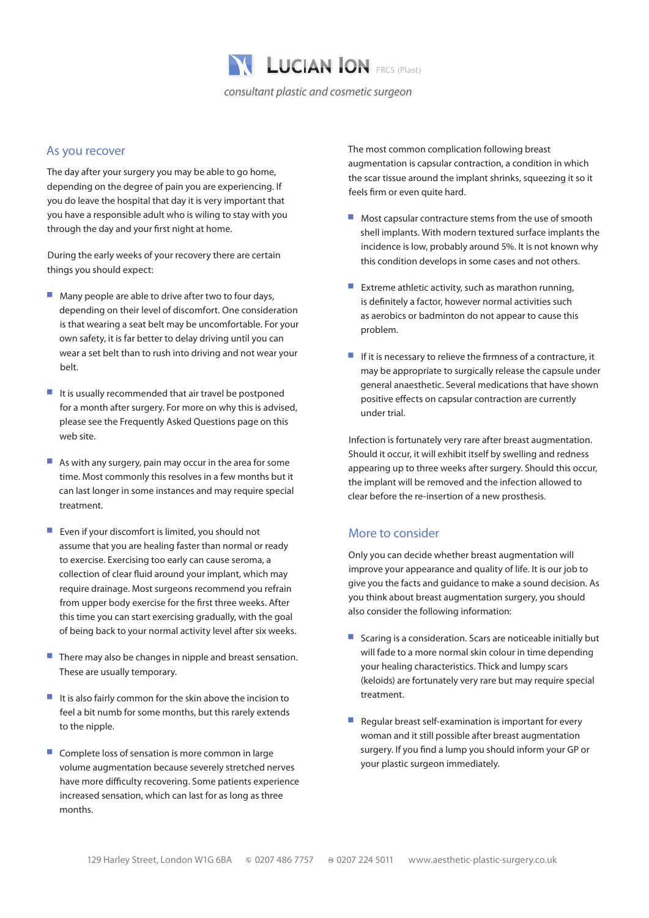## As you recover

The day after your surgery you may be able to go home, depending on the degree of pain you are experiencing. If you do leave the hospital that day it is very important that you have a responsible adult who is wiling to stay with you through the day and your first night at home.

During the early weeks of your recovery there are certain things you should expect:

- Many people are able to drive after two to four days, depending on their level of discomfort. One consideration is that wearing a seat belt may be uncomfortable. For your own safety, it is far better to delay driving until you can wear a set belt than to rush into driving and not wear your belt.
- It is usually recommended that air travel be postponed for a month after surgery. For more on why this is advised, please see the Frequently Asked Questions page on this web site.
- As with any surgery, pain may occur in the area for some time. Most commonly this resolves in a few months but it can last longer in some instances and may require special treatment.
- Even if your discomfort is limited, you should not assume that you are healing faster than normal or ready to exercise. Exercising too early can cause seroma, a collection of clear fluid around your implant, which may require drainage. Most surgeons recommend you refrain from upper body exercise for the first three weeks. After this time you can start exercising gradually, with the goal of being back to your normal activity level after six weeks.
- There may also be changes in nipple and breast sensation. These are usually temporary.
- It is also fairly common for the skin above the incision to feel a bit numb for some months, but this rarely extends to the nipple.
- Complete loss of sensation is more common in large volume augmentation because severely stretched nerves have more difficulty recovering. Some patients experience increased sensation, which can last for as long as three months.

The most common complication following breast augmentation is capsular contraction, a condition in which the scar tissue around the implant shrinks, squeezing it so it feels firm or even quite hard.

- Most capsular contracture stems from the use of smooth shell implants. With modern textured surface implants the incidence is low, probably around 5%. It is not known why this condition develops in some cases and not others.
- Extreme athletic activity, such as marathon running, is definitely a factor, however normal activities such as aerobics or badminton do not appear to cause this problem.
- If it is necessary to relieve the firmness of a contracture, it may be appropriate to surgically release the capsule under general anaesthetic. Several medications that have shown positive effects on capsular contraction are currently under trial.

Infection is fortunately very rare after breast augmentation. Should it occur, it will exhibit itself by swelling and redness appearing up to three weeks after surgery. Should this occur, the implant will be removed and the infection allowed to clear before the re-insertion of a new prosthesis.

## More to consider

Only you can decide whether breast augmentation will improve your appearance and quality of life. It is our job to give you the facts and guidance to make a sound decision. As you think about breast augmentation surgery, you should also consider the following information:

- Scaring is a consideration. Scars are noticeable initially but will fade to a more normal skin colour in time depending your healing characteristics. Thick and lumpy scars (keloids) are fortunately very rare but may require special treatment.
- Regular breast self-examination is important for every woman and it still possible after breast augmentation surgery. If you find a lump you should inform your GP or your plastic surgeon immediately.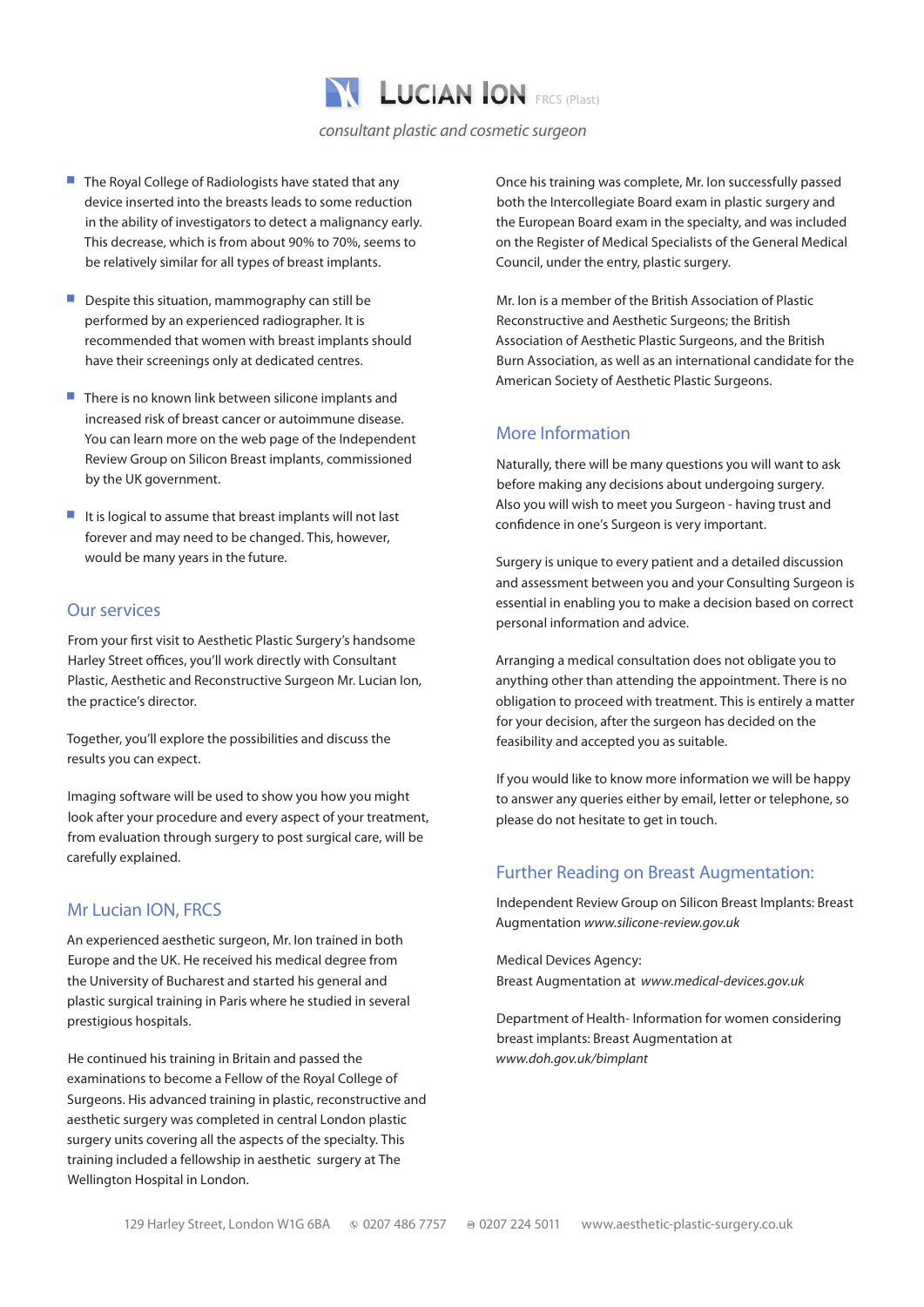# LUCIAN ION FRCS (Plast)

*consultant plastic and cosmetic surgeon*

- The Royal College of Radiologists have stated that any device inserted into the breasts leads to some reduction in the ability of investigators to detect a malignancy early. This decrease, which is from about 90% to 70%, seems to be relatively similar for all types of breast implants.
- Despite this situation, mammography can still be performed by an experienced radiographer. It is recommended that women with breast implants should have their screenings only at dedicated centres.
- There is no known link between silicone implants and increased risk of breast cancer or autoimmune disease. You can learn more on the web page of the Independent Review Group on Silicon Breast implants, commissioned by the UK government.
- It is logical to assume that breast implants will not last forever and may need to be changed. This, however, would be many years in the future.

## Our services

From your first visit to Aesthetic Plastic Surgery's handsome Harley Street offices, you'll work directly with Consultant Plastic, Aesthetic and Reconstructive Surgeon Mr. Lucian Ion, the practice's director.

Together, you'll explore the possibilities and discuss the results you can expect.

Imaging software will be used to show you how you might look after your procedure and every aspect of your treatment, from evaluation through surgery to post surgical care, will be carefully explained.

## Mr Lucian ION, FRCS

An experienced aesthetic surgeon, Mr. Ion trained in both Europe and the UK. He received his medical degree from the University of Bucharest and started his general and plastic surgical training in Paris where he studied in several prestigious hospitals.

He continued his training in Britain and passed the examinations to become a Fellow of the Royal College of Surgeons. His advanced training in plastic, reconstructive and aesthetic surgery was completed in central London plastic surgery units covering all the aspects of the specialty. This training included a fellowship in aesthetic surgery at The Wellington Hospital in London.

Once his training was complete, Mr. Ion successfully passed both the Intercollegiate Board exam in plastic surgery and the European Board exam in the specialty, and was included on the Register of Medical Specialists of the General Medical Council, under the entry, plastic surgery.

Mr. Ion is a member of the British Association of Plastic Reconstructive and Aesthetic Surgeons; the British Association of Aesthetic Plastic Surgeons, and the British Burn Association, as well as an international candidate for the American Society of Aesthetic Plastic Surgeons.

## More Information

Naturally, there will be many questions you will want to ask before making any decisions about undergoing surgery. Also you will wish to meet you Surgeon - having trust and confidence in one's Surgeon is very important.

Surgery is unique to every patient and a detailed discussion and assessment between you and your Consulting Surgeon is essential in enabling you to make a decision based on correct personal information and advice.

Arranging a medical consultation does not obligate you to anything other than attending the appointment. There is no obligation to proceed with treatment. This is entirely a matter for your decision, after the surgeon has decided on the feasibility and accepted you as suitable.

If you would like to know more information we will be happy to answer any queries either by email, letter or telephone, so please do not hesitate to get in touch.

## Further Reading on Breast Augmentation:

Independent Review Group on Silicon Breast Implants: Breast Augmentation *www.silicone-review.gov.uk*

Medical Devices Agency:
Breast Augmentation at *www.medical-devices.gov.uk*

Department of Health- Information for women considering breast implants: Breast Augmentation at *www.doh.gov.uk/bimplant*

129 Harley Street, London W1G 6BA © 0207 486 7757 ☎ 0207 224 5011 www.aesthetic-plastic-surgery.co.uk